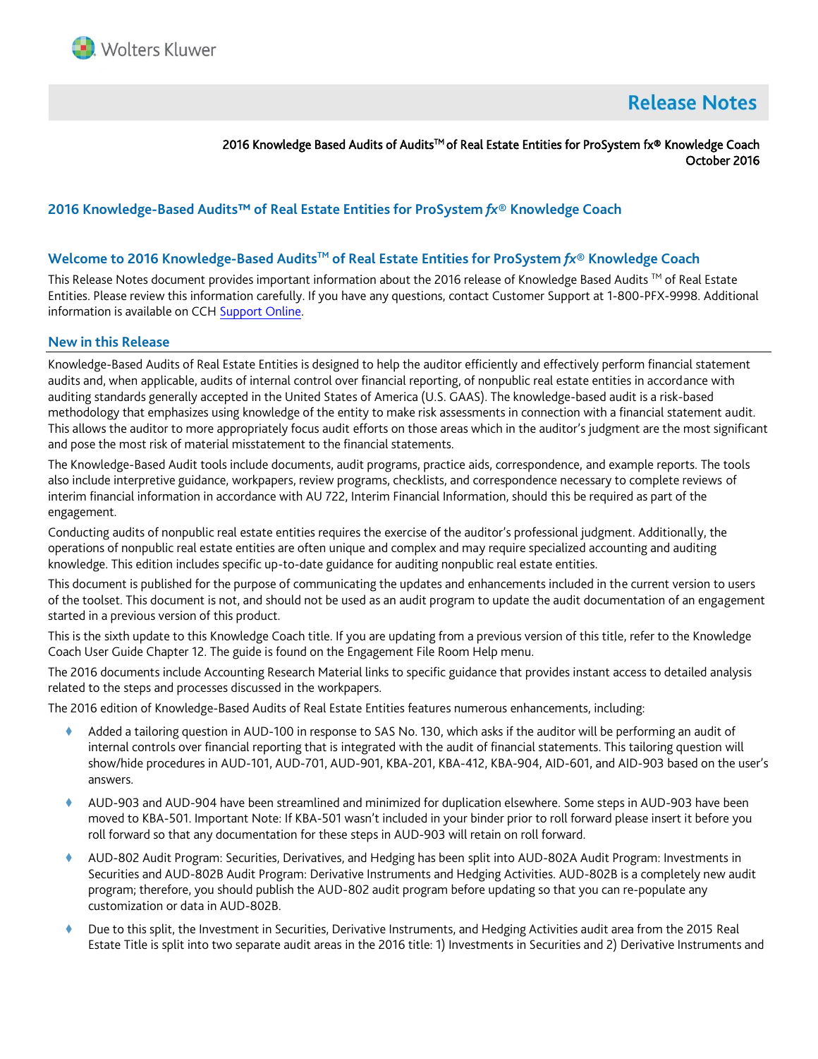# Release Notes

2016 Knowledge Based Audits of Audits™ of Real Estate Entities for ProSystem fx® Knowledge Coach
October 2016

## 2016 Knowledge-Based Audits™ of Real Estate Entities for ProSystem *fx*® Knowledge Coach

### Welcome to 2016 Knowledge-Based Audits™ of Real Estate Entities for ProSystem *fx*® Knowledge Coach

This Release Notes document provides important information about the 2016 release of Knowledge Based Audits ™ of Real Estate Entities. Please review this information carefully. If you have any questions, contact Customer Support at 1-800-PFX-9998. Additional information is available on CCH Support Online.

### New in this Release

Knowledge-Based Audits of Real Estate Entities is designed to help the auditor efficiently and effectively perform financial statement audits and, when applicable, audits of internal control over financial reporting, of nonpublic real estate entities in accordance with auditing standards generally accepted in the United States of America (U.S. GAAS). The knowledge-based audit is a risk-based methodology that emphasizes using knowledge of the entity to make risk assessments in connection with a financial statement audit. This allows the auditor to more appropriately focus audit efforts on those areas which in the auditor's judgment are the most significant and pose the most risk of material misstatement to the financial statements.

The Knowledge-Based Audit tools include documents, audit programs, practice aids, correspondence, and example reports. The tools also include interpretive guidance, workpapers, review programs, checklists, and correspondence necessary to complete reviews of interim financial information in accordance with AU 722, Interim Financial Information, should this be required as part of the engagement.

Conducting audits of nonpublic real estate entities requires the exercise of the auditor's professional judgment. Additionally, the operations of nonpublic real estate entities are often unique and complex and may require specialized accounting and auditing knowledge. This edition includes specific up-to-date guidance for auditing nonpublic real estate entities.

This document is published for the purpose of communicating the updates and enhancements included in the current version to users of the toolset. This document is not, and should not be used as an audit program to update the audit documentation of an engagement started in a previous version of this product.

This is the sixth update to this Knowledge Coach title. If you are updating from a previous version of this title, refer to the Knowledge Coach User Guide Chapter 12. The guide is found on the Engagement File Room Help menu.

The 2016 documents include Accounting Research Material links to specific guidance that provides instant access to detailed analysis related to the steps and processes discussed in the workpapers.

The 2016 edition of Knowledge-Based Audits of Real Estate Entities features numerous enhancements, including:

- Added a tailoring question in AUD-100 in response to SAS No. 130, which asks if the auditor will be performing an audit of internal controls over financial reporting that is integrated with the audit of financial statements. This tailoring question will show/hide procedures in AUD-101, AUD-701, AUD-901, KBA-201, KBA-412, KBA-904, AID-601, and AID-903 based on the user's answers.
- AUD-903 and AUD-904 have been streamlined and minimized for duplication elsewhere. Some steps in AUD-903 have been moved to KBA-501. Important Note: If KBA-501 wasn't included in your binder prior to roll forward please insert it before you roll forward so that any documentation for these steps in AUD-903 will retain on roll forward.
- AUD-802 Audit Program: Securities, Derivatives, and Hedging has been split into AUD-802A Audit Program: Investments in Securities and AUD-802B Audit Program: Derivative Instruments and Hedging Activities. AUD-802B is a completely new audit program; therefore, you should publish the AUD-802 audit program before updating so that you can re-populate any customization or data in AUD-802B.
- Due to this split, the Investment in Securities, Derivative Instruments, and Hedging Activities audit area from the 2015 Real Estate Title is split into two separate audit areas in the 2016 title: 1) Investments in Securities and 2) Derivative Instruments and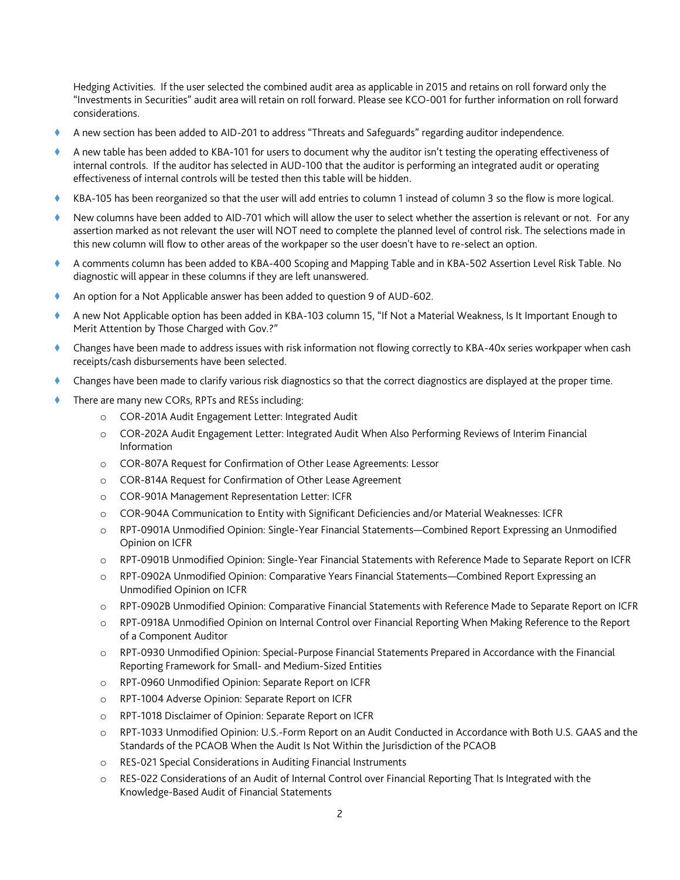Hedging Activities. If the user selected the combined audit area as applicable in 2015 and retains on roll forward only the "Investments in Securities" audit area will retain on roll forward. Please see KCO-001 for further information on roll forward considerations.

- A new section has been added to AID-201 to address "Threats and Safeguards" regarding auditor independence.
- A new table has been added to KBA-101 for users to document why the auditor isn't testing the operating effectiveness of internal controls. If the auditor has selected in AUD-100 that the auditor is performing an integrated audit or operating effectiveness of internal controls will be tested then this table will be hidden.
- KBA-105 has been reorganized so that the user will add entries to column 1 instead of column 3 so the flow is more logical.
- New columns have been added to AID-701 which will allow the user to select whether the assertion is relevant or not. For any assertion marked as not relevant the user will NOT need to complete the planned level of control risk. The selections made in this new column will flow to other areas of the workpaper so the user doesn't have to re-select an option.
- A comments column has been added to KBA-400 Scoping and Mapping Table and in KBA-502 Assertion Level Risk Table. No diagnostic will appear in these columns if they are left unanswered.
- An option for a Not Applicable answer has been added to question 9 of AUD-602.
- A new Not Applicable option has been added in KBA-103 column 15, "If Not a Material Weakness, Is It Important Enough to Merit Attention by Those Charged with Gov.?"
- Changes have been made to address issues with risk information not flowing correctly to KBA-40x series workpaper when cash receipts/cash disbursements have been selected.
- Changes have been made to clarify various risk diagnostics so that the correct diagnostics are displayed at the proper time.
- There are many new CORs, RPTs and RESs including:
  - COR-201A Audit Engagement Letter: Integrated Audit
  - COR-202A Audit Engagement Letter: Integrated Audit When Also Performing Reviews of Interim Financial Information
  - COR-807A Request for Confirmation of Other Lease Agreements: Lessor
  - COR-814A Request for Confirmation of Other Lease Agreement
  - COR-901A Management Representation Letter: ICFR
  - COR-904A Communication to Entity with Significant Deficiencies and/or Material Weaknesses: ICFR
  - RPT-0901A Unmodified Opinion: Single-Year Financial Statements—Combined Report Expressing an Unmodified Opinion on ICFR
  - RPT-0901B Unmodified Opinion: Single-Year Financial Statements with Reference Made to Separate Report on ICFR
  - RPT-0902A Unmodified Opinion: Comparative Years Financial Statements—Combined Report Expressing an Unmodified Opinion on ICFR
  - RPT-0902B Unmodified Opinion: Comparative Financial Statements with Reference Made to Separate Report on ICFR
  - RPT-0918A Unmodified Opinion on Internal Control over Financial Reporting When Making Reference to the Report of a Component Auditor
  - RPT-0930 Unmodified Opinion: Special-Purpose Financial Statements Prepared in Accordance with the Financial Reporting Framework for Small- and Medium-Sized Entities
  - RPT-0960 Unmodified Opinion: Separate Report on ICFR
  - RPT-1004 Adverse Opinion: Separate Report on ICFR
  - RPT-1018 Disclaimer of Opinion: Separate Report on ICFR
  - RPT-1033 Unmodified Opinion: U.S.-Form Report on an Audit Conducted in Accordance with Both U.S. GAAS and the Standards of the PCAOB When the Audit Is Not Within the Jurisdiction of the PCAOB
  - RES-021 Special Considerations in Auditing Financial Instruments
  - RES-022 Considerations of an Audit of Internal Control over Financial Reporting That Is Integrated with the Knowledge-Based Audit of Financial Statements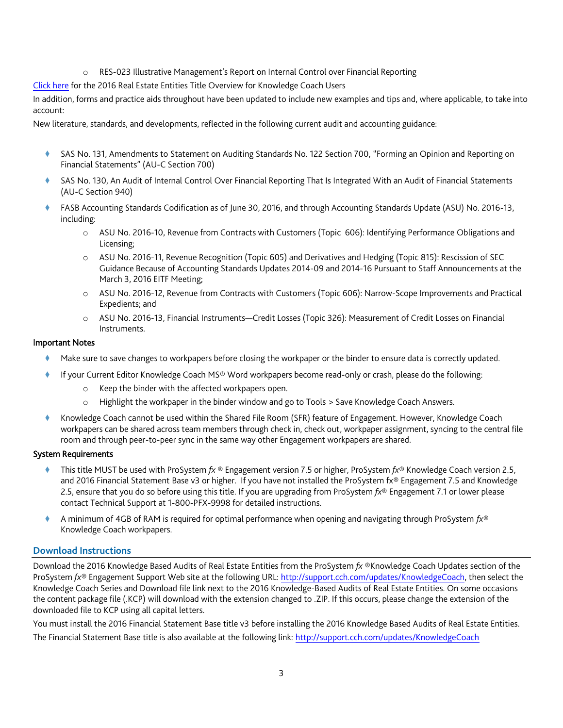- RES-023 Illustrative Management's Report on Internal Control over Financial Reporting

[Click here](#) for the 2016 Real Estate Entities Title Overview for Knowledge Coach Users

In addition, forms and practice aids throughout have been updated to include new examples and tips and, where applicable, to take into account:

New literature, standards, and developments, reflected in the following current audit and accounting guidance:

- SAS No. 131, Amendments to Statement on Auditing Standards No. 122 Section 700, "Forming an Opinion and Reporting on Financial Statements" (AU-C Section 700)
- SAS No. 130, An Audit of Internal Control Over Financial Reporting That Is Integrated With an Audit of Financial Statements (AU-C Section 940)
- FASB Accounting Standards Codification as of June 30, 2016, and through Accounting Standards Update (ASU) No. 2016-13, including:
   - ASU No. 2016-10, Revenue from Contracts with Customers (Topic 606): Identifying Performance Obligations and Licensing;
   - ASU No. 2016-11, Revenue Recognition (Topic 605) and Derivatives and Hedging (Topic 815): Rescission of SEC Guidance Because of Accounting Standards Updates 2014-09 and 2014-16 Pursuant to Staff Announcements at the March 3, 2016 EITF Meeting;
   - ASU No. 2016-12, Revenue from Contracts with Customers (Topic 606): Narrow-Scope Improvements and Practical Expedients; and
   - ASU No. 2016-13, Financial Instruments—Credit Losses (Topic 326): Measurement of Credit Losses on Financial Instruments.

**Important Notes**

- Make sure to save changes to workpapers before closing the workpaper or the binder to ensure data is correctly updated.
- If your Current Editor Knowledge Coach MS® Word workpapers become read-only or crash, please do the following:
   - Keep the binder with the affected workpapers open.
   - Highlight the workpaper in the binder window and go to Tools > Save Knowledge Coach Answers.
- Knowledge Coach cannot be used within the Shared File Room (SFR) feature of Engagement. However, Knowledge Coach workpapers can be shared across team members through check in, check out, workpaper assignment, syncing to the central file room and through peer-to-peer sync in the same way other Engagement workpapers are shared.

**System Requirements**

- This title MUST be used with ProSystem *fx* ® Engagement version 7.5 or higher, ProSystem *fx*® Knowledge Coach version 2.5, and 2016 Financial Statement Base v3 or higher. If you have not installed the ProSystem fx® Engagement 7.5 and Knowledge 2.5, ensure that you do so before using this title. If you are upgrading from ProSystem *fx*® Engagement 7.1 or lower please contact Technical Support at 1-800-PFX-9998 for detailed instructions.
- A minimum of 4GB of RAM is required for optimal performance when opening and navigating through ProSystem *fx*® Knowledge Coach workpapers.

## Download Instructions

Download the 2016 Knowledge Based Audits of Real Estate Entities from the ProSystem *fx* ®Knowledge Coach Updates section of the ProSystem *fx*® Engagement Support Web site at the following URL: [http://support.cch.com/updates/KnowledgeCoach](http://support.cch.com/updates/KnowledgeCoach), then select the Knowledge Coach Series and Download file link next to the 2016 Knowledge-Based Audits of Real Estate Entities. On some occasions the content package file (.KCP) will download with the extension changed to .ZIP. If this occurs, please change the extension of the downloaded file to KCP using all capital letters.

You must install the 2016 Financial Statement Base title v3 before installing the 2016 Knowledge Based Audits of Real Estate Entities.

The Financial Statement Base title is also available at the following link: [http://support.cch.com/updates/KnowledgeCoach](http://support.cch.com/updates/KnowledgeCoach)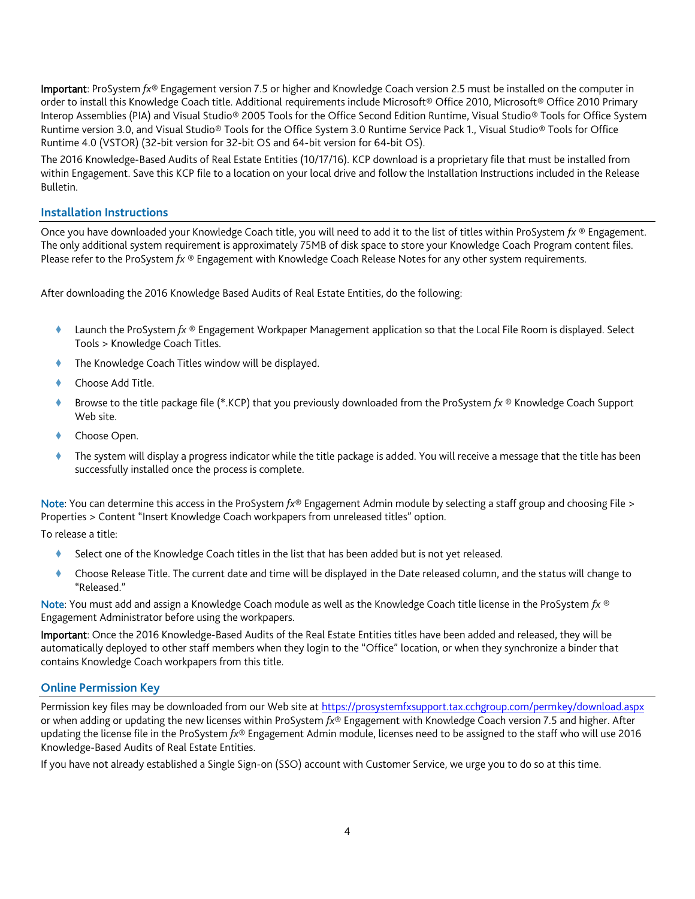**Important**: ProSystem *fx*® Engagement version 7.5 or higher and Knowledge Coach version 2.5 must be installed on the computer in order to install this Knowledge Coach title. Additional requirements include Microsoft® Office 2010, Microsoft® Office 2010 Primary Interop Assemblies (PIA) and Visual Studio® 2005 Tools for the Office Second Edition Runtime, Visual Studio® Tools for Office System Runtime version 3.0, and Visual Studio® Tools for the Office System 3.0 Runtime Service Pack 1., Visual Studio® Tools for Office Runtime 4.0 (VSTOR) (32-bit version for 32-bit OS and 64-bit version for 64-bit OS).

The 2016 Knowledge-Based Audits of Real Estate Entities (10/17/16). KCP download is a proprietary file that must be installed from within Engagement. Save this KCP file to a location on your local drive and follow the Installation Instructions included in the Release Bulletin.

## Installation Instructions

Once you have downloaded your Knowledge Coach title, you will need to add it to the list of titles within ProSystem *fx* ® Engagement. The only additional system requirement is approximately 75MB of disk space to store your Knowledge Coach Program content files. Please refer to the ProSystem *fx* ® Engagement with Knowledge Coach Release Notes for any other system requirements.

After downloading the 2016 Knowledge Based Audits of Real Estate Entities, do the following:

- Launch the ProSystem *fx* ® Engagement Workpaper Management application so that the Local File Room is displayed. Select Tools > Knowledge Coach Titles.
- The Knowledge Coach Titles window will be displayed.
- Choose Add Title.
- Browse to the title package file (*.KCP) that you previously downloaded from the ProSystem *fx* ® Knowledge Coach Support Web site.
- Choose Open.
- The system will display a progress indicator while the title package is added. You will receive a message that the title has been successfully installed once the process is complete.

Note: You can determine this access in the ProSystem *fx*® Engagement Admin module by selecting a staff group and choosing File > Properties > Content "Insert Knowledge Coach workpapers from unreleased titles" option.

To release a title:

- Select one of the Knowledge Coach titles in the list that has been added but is not yet released.
- Choose Release Title. The current date and time will be displayed in the Date released column, and the status will change to "Released."

Note: You must add and assign a Knowledge Coach module as well as the Knowledge Coach title license in the ProSystem *fx* ® Engagement Administrator before using the workpapers.

**Important**: Once the 2016 Knowledge-Based Audits of the Real Estate Entities titles have been added and released, they will be automatically deployed to other staff members when they login to the "Office" location, or when they synchronize a binder that contains Knowledge Coach workpapers from this title.

## Online Permission Key

Permission key files may be downloaded from our Web site at https://prosystemfxsupport.tax.cchgroup.com/permkey/download.aspx or when adding or updating the new licenses within ProSystem *fx*® Engagement with Knowledge Coach version 7.5 and higher. After updating the license file in the ProSystem *fx*® Engagement Admin module, licenses need to be assigned to the staff who will use 2016 Knowledge-Based Audits of Real Estate Entities.

If you have not already established a Single Sign-on (SSO) account with Customer Service, we urge you to do so at this time.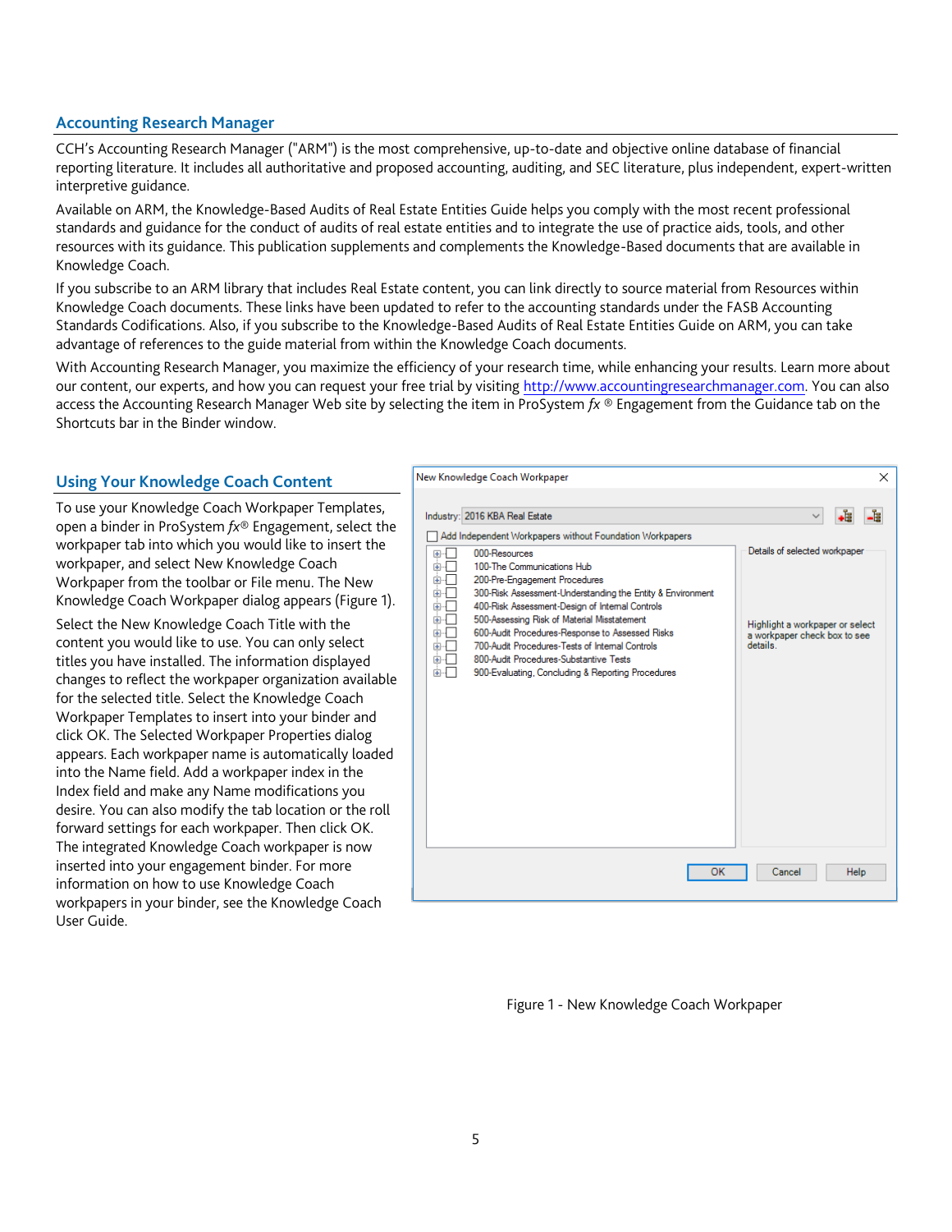## Accounting Research Manager

CCH's Accounting Research Manager ("ARM") is the most comprehensive, up-to-date and objective online database of financial reporting literature. It includes all authoritative and proposed accounting, auditing, and SEC literature, plus independent, expert-written interpretive guidance.

Available on ARM, the Knowledge-Based Audits of Real Estate Entities Guide helps you comply with the most recent professional standards and guidance for the conduct of audits of real estate entities and to integrate the use of practice aids, tools, and other resources with its guidance. This publication supplements and complements the Knowledge-Based documents that are available in Knowledge Coach.

If you subscribe to an ARM library that includes Real Estate content, you can link directly to source material from Resources within Knowledge Coach documents. These links have been updated to refer to the accounting standards under the FASB Accounting Standards Codifications. Also, if you subscribe to the Knowledge-Based Audits of Real Estate Entities Guide on ARM, you can take advantage of references to the guide material from within the Knowledge Coach documents.

With Accounting Research Manager, you maximize the efficiency of your research time, while enhancing your results. Learn more about our content, our experts, and how you can request your free trial by visiting http://www.accountingresearchmanager.com. You can also access the Accounting Research Manager Web site by selecting the item in ProSystem *fx* ® Engagement from the Guidance tab on the Shortcuts bar in the Binder window.

## Using Your Knowledge Coach Content

To use your Knowledge Coach Workpaper Templates, open a binder in ProSystem *fx*® Engagement, select the workpaper tab into which you would like to insert the workpaper, and select New Knowledge Coach Workpaper from the toolbar or File menu. The New Knowledge Coach Workpaper dialog appears (Figure 1).

Select the New Knowledge Coach Title with the content you would like to use. You can only select titles you have installed. The information displayed changes to reflect the workpaper organization available for the selected title. Select the Knowledge Coach Workpaper Templates to insert into your binder and click OK. The Selected Workpaper Properties dialog appears. Each workpaper name is automatically loaded into the Name field. Add a workpaper index in the Index field and make any Name modifications you desire. You can also modify the tab location or the roll forward settings for each workpaper. Then click OK. The integrated Knowledge Coach workpaper is now inserted into your engagement binder. For more information on how to use Knowledge Coach workpapers in your binder, see the Knowledge Coach User Guide.

New Knowledge Coach Workpaper

Industry: 2016 KBA Real Estate

Add Independent Workpapers without Foundation Workpapers

- 000-Resources
- 100-The Communications Hub
- 200-Pre-Engagement Procedures
- 300-Risk Assessment-Understanding the Entity & Environment
- 400-Risk Assessment-Design of Internal Controls
- 500-Assessing Risk of Material Misstatement
- 600-Audit Procedures-Response to Assessed Risks
- 700-Audit Procedures-Tests of Internal Controls
- 800-Audit Procedures-Substantive Tests
- 900-Evaluating, Concluding & Reporting Procedures

Details of selected workpaper

Highlight a workpaper or select a workpaper check box to see details.

OK Cancel Help

Figure 1 - New Knowledge Coach Workpaper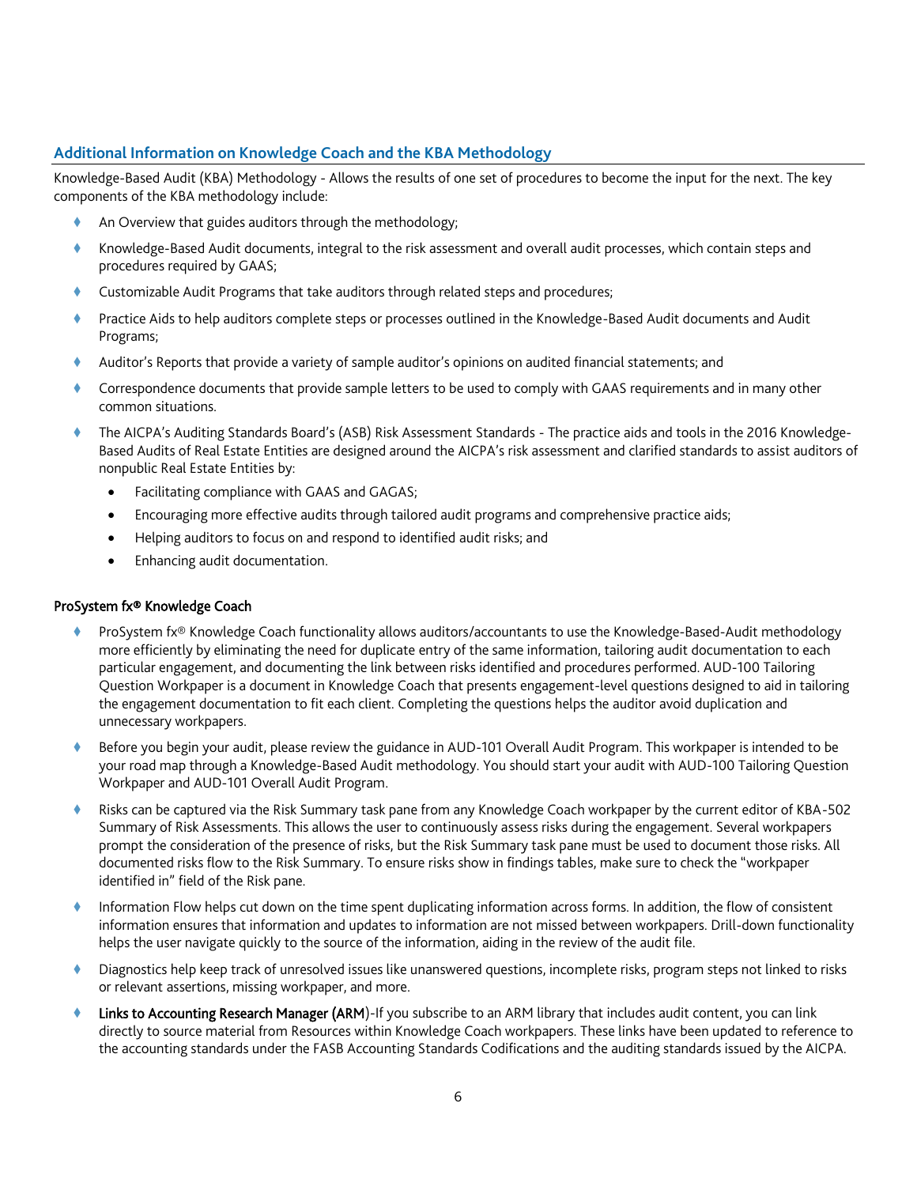## Additional Information on Knowledge Coach and the KBA Methodology

Knowledge-Based Audit (KBA) Methodology - Allows the results of one set of procedures to become the input for the next. The key components of the KBA methodology include:

- An Overview that guides auditors through the methodology;
- Knowledge-Based Audit documents, integral to the risk assessment and overall audit processes, which contain steps and procedures required by GAAS;
- Customizable Audit Programs that take auditors through related steps and procedures;
- Practice Aids to help auditors complete steps or processes outlined in the Knowledge-Based Audit documents and Audit Programs;
- Auditor's Reports that provide a variety of sample auditor's opinions on audited financial statements; and
- Correspondence documents that provide sample letters to be used to comply with GAAS requirements and in many other common situations.
- The AICPA's Auditing Standards Board's (ASB) Risk Assessment Standards - The practice aids and tools in the 2016 Knowledge-Based Audits of Real Estate Entities are designed around the AICPA's risk assessment and clarified standards to assist auditors of nonpublic Real Estate Entities by:
  - Facilitating compliance with GAAS and GAGAS;
  - Encouraging more effective audits through tailored audit programs and comprehensive practice aids;
  - Helping auditors to focus on and respond to identified audit risks; and
  - Enhancing audit documentation.

### ProSystem fx® Knowledge Coach

- ProSystem fx® Knowledge Coach functionality allows auditors/accountants to use the Knowledge-Based-Audit methodology more efficiently by eliminating the need for duplicate entry of the same information, tailoring audit documentation to each particular engagement, and documenting the link between risks identified and procedures performed. AUD-100 Tailoring Question Workpaper is a document in Knowledge Coach that presents engagement-level questions designed to aid in tailoring the engagement documentation to fit each client. Completing the questions helps the auditor avoid duplication and unnecessary workpapers.
- Before you begin your audit, please review the guidance in AUD-101 Overall Audit Program. This workpaper is intended to be your road map through a Knowledge-Based Audit methodology. You should start your audit with AUD-100 Tailoring Question Workpaper and AUD-101 Overall Audit Program.
- Risks can be captured via the Risk Summary task pane from any Knowledge Coach workpaper by the current editor of KBA-502 Summary of Risk Assessments. This allows the user to continuously assess risks during the engagement. Several workpapers prompt the consideration of the presence of risks, but the Risk Summary task pane must be used to document those risks. All documented risks flow to the Risk Summary. To ensure risks show in findings tables, make sure to check the "workpaper identified in" field of the Risk pane.
- Information Flow helps cut down on the time spent duplicating information across forms. In addition, the flow of consistent information ensures that information and updates to information are not missed between workpapers. Drill-down functionality helps the user navigate quickly to the source of the information, aiding in the review of the audit file.
- Diagnostics help keep track of unresolved issues like unanswered questions, incomplete risks, program steps not linked to risks or relevant assertions, missing workpaper, and more.
- **Links to Accounting Research Manager (ARM)**-If you subscribe to an ARM library that includes audit content, you can link directly to source material from Resources within Knowledge Coach workpapers. These links have been updated to reference to the accounting standards under the FASB Accounting Standards Codifications and the auditing standards issued by the AICPA.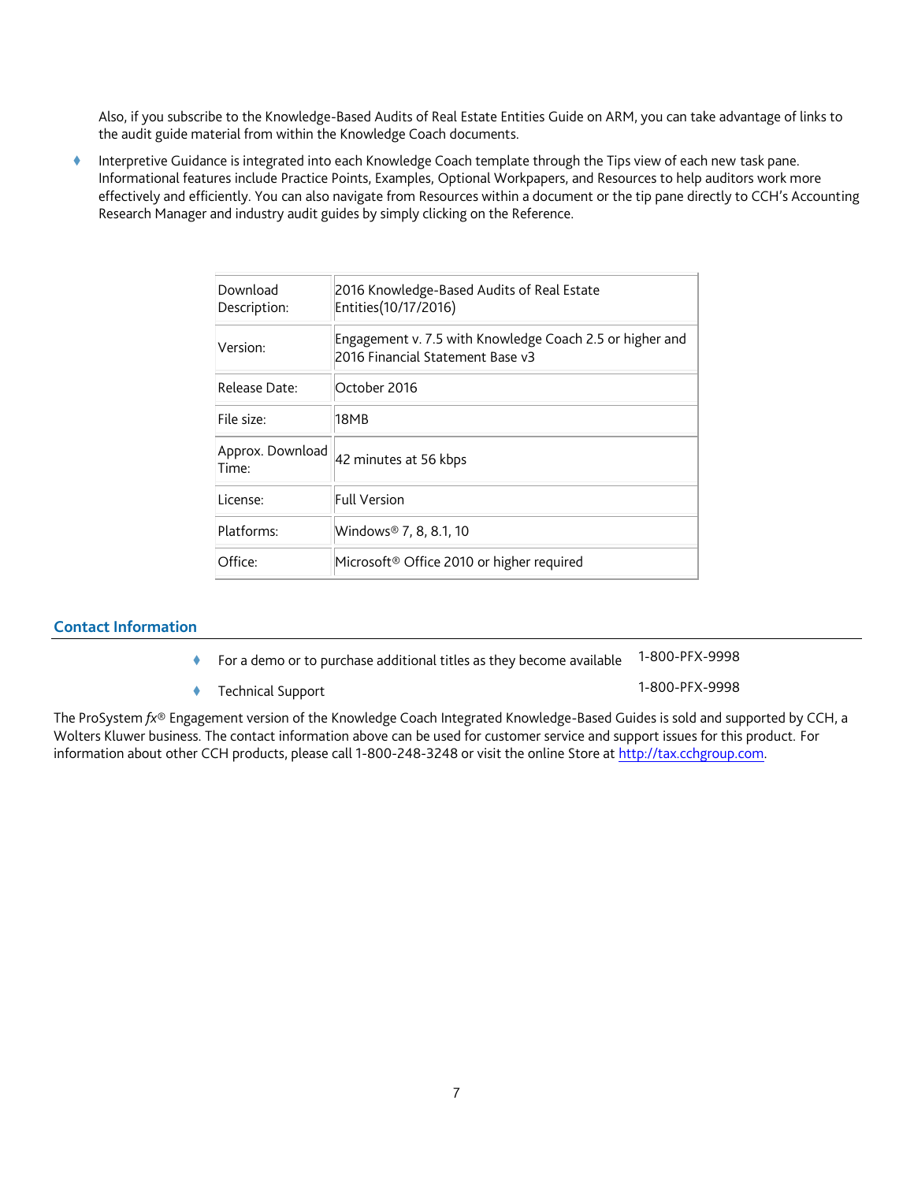Also, if you subscribe to the Knowledge-Based Audits of Real Estate Entities Guide on ARM, you can take advantage of links to the audit guide material from within the Knowledge Coach documents.

- Interpretive Guidance is integrated into each Knowledge Coach template through the Tips view of each new task pane. Informational features include Practice Points, Examples, Optional Workpapers, and Resources to help auditors work more effectively and efficiently. You can also navigate from Resources within a document or the tip pane directly to CCH's Accounting Research Manager and industry audit guides by simply clicking on the Reference.

| | |
|---|---|
| Download Description: | 2016 Knowledge-Based Audits of Real Estate Entities(10/17/2016) |
| Version: | Engagement v. 7.5 with Knowledge Coach 2.5 or higher and 2016 Financial Statement Base v3 |
| Release Date: | October 2016 |
| File size: | 18MB |
| Approx. Download Time: | 42 minutes at 56 kbps |
| License: | Full Version |
| Platforms: | Windows® 7, 8, 8.1, 10 |
| Office: | Microsoft® Office 2010 or higher required |

## Contact Information

- For a demo or to purchase additional titles as they become available 1-800-PFX-9998
- Technical Support 1-800-PFX-9998

The ProSystem *fx*® Engagement version of the Knowledge Coach Integrated Knowledge-Based Guides is sold and supported by CCH, a Wolters Kluwer business. The contact information above can be used for customer service and support issues for this product. For information about other CCH products, please call 1-800-248-3248 or visit the online Store at http://tax.cchgroup.com.